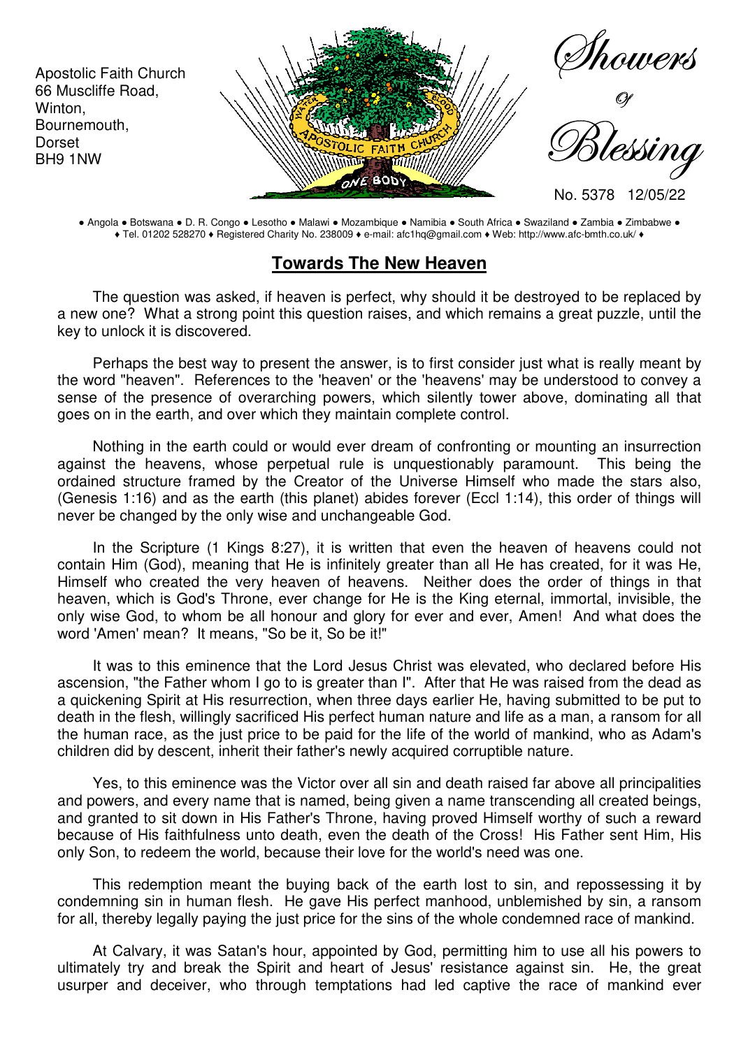Apostolic Faith Church
66 Muscliffe Road,
Winton,
Bournemouth,
Dorset
BH9 1NW

# Showers of Blessing

No. 5378 12/05/22

● Angola ● Botswana ● D. R. Congo ● Lesotho ● Malawi ● Mozambique ● Namibia ● South Africa ● Swaziland ● Zambia ● Zimbabwe ●
♦ Tel. 01202 528270 ♦ Registered Charity No. 238009 ♦ e-mail: afc1hq@gmail.com ♦ Web: http://www.afc-bmth.co.uk/ ♦

## Towards The New Heaven

The question was asked, if heaven is perfect, why should it be destroyed to be replaced by a new one? What a strong point this question raises, and which remains a great puzzle, until the key to unlock it is discovered.

Perhaps the best way to present the answer, is to first consider just what is really meant by the word "heaven". References to the 'heaven' or the 'heavens' may be understood to convey a sense of the presence of overarching powers, which silently tower above, dominating all that goes on in the earth, and over which they maintain complete control.

Nothing in the earth could or would ever dream of confronting or mounting an insurrection against the heavens, whose perpetual rule is unquestionably paramount. This being the ordained structure framed by the Creator of the Universe Himself who made the stars also, (Genesis 1:16) and as the earth (this planet) abides forever (Eccl 1:14), this order of things will never be changed by the only wise and unchangeable God.

In the Scripture (1 Kings 8:27), it is written that even the heaven of heavens could not contain Him (God), meaning that He is infinitely greater than all He has created, for it was He, Himself who created the very heaven of heavens. Neither does the order of things in that heaven, which is God's Throne, ever change for He is the King eternal, immortal, invisible, the only wise God, to whom be all honour and glory for ever and ever, Amen! And what does the word 'Amen' mean? It means, "So be it, So be it!"

It was to this eminence that the Lord Jesus Christ was elevated, who declared before His ascension, "the Father whom I go to is greater than I". After that He was raised from the dead as a quickening Spirit at His resurrection, when three days earlier He, having submitted to be put to death in the flesh, willingly sacrificed His perfect human nature and life as a man, a ransom for all the human race, as the just price to be paid for the life of the world of mankind, who as Adam's children did by descent, inherit their father's newly acquired corruptible nature.

Yes, to this eminence was the Victor over all sin and death raised far above all principalities and powers, and every name that is named, being given a name transcending all created beings, and granted to sit down in His Father's Throne, having proved Himself worthy of such a reward because of His faithfulness unto death, even the death of the Cross! His Father sent Him, His only Son, to redeem the world, because their love for the world's need was one.

This redemption meant the buying back of the earth lost to sin, and repossessing it by condemning sin in human flesh. He gave His perfect manhood, unblemished by sin, a ransom for all, thereby legally paying the just price for the sins of the whole condemned race of mankind.

At Calvary, it was Satan's hour, appointed by God, permitting him to use all his powers to ultimately try and break the Spirit and heart of Jesus' resistance against sin. He, the great usurper and deceiver, who through temptations had led captive the race of mankind ever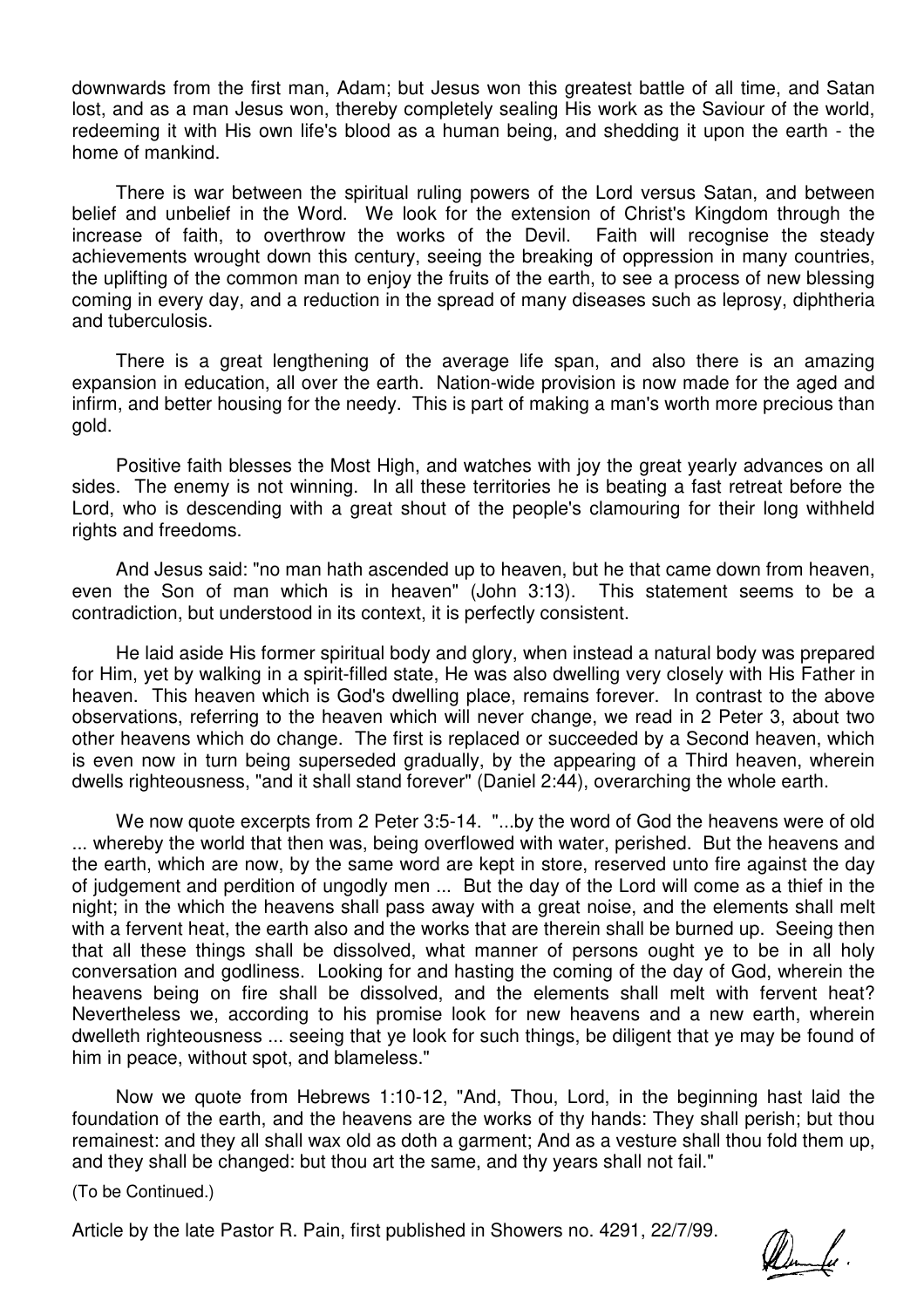downwards from the first man, Adam; but Jesus won this greatest battle of all time, and Satan lost, and as a man Jesus won, thereby completely sealing His work as the Saviour of the world, redeeming it with His own life's blood as a human being, and shedding it upon the earth - the home of mankind.

There is war between the spiritual ruling powers of the Lord versus Satan, and between belief and unbelief in the Word. We look for the extension of Christ's Kingdom through the increase of faith, to overthrow the works of the Devil. Faith will recognise the steady achievements wrought down this century, seeing the breaking of oppression in many countries, the uplifting of the common man to enjoy the fruits of the earth, to see a process of new blessing coming in every day, and a reduction in the spread of many diseases such as leprosy, diphtheria and tuberculosis.

There is a great lengthening of the average life span, and also there is an amazing expansion in education, all over the earth. Nation-wide provision is now made for the aged and infirm, and better housing for the needy. This is part of making a man's worth more precious than gold.

Positive faith blesses the Most High, and watches with joy the great yearly advances on all sides. The enemy is not winning. In all these territories he is beating a fast retreat before the Lord, who is descending with a great shout of the people's clamouring for their long withheld rights and freedoms.

And Jesus said: "no man hath ascended up to heaven, but he that came down from heaven, even the Son of man which is in heaven" (John 3:13). This statement seems to be a contradiction, but understood in its context, it is perfectly consistent.

He laid aside His former spiritual body and glory, when instead a natural body was prepared for Him, yet by walking in a spirit-filled state, He was also dwelling very closely with His Father in heaven. This heaven which is God's dwelling place, remains forever. In contrast to the above observations, referring to the heaven which will never change, we read in 2 Peter 3, about two other heavens which do change. The first is replaced or succeeded by a Second heaven, which is even now in turn being superseded gradually, by the appearing of a Third heaven, wherein dwells righteousness, "and it shall stand forever" (Daniel 2:44), overarching the whole earth.

We now quote excerpts from 2 Peter 3:5-14. "...by the word of God the heavens were of old ... whereby the world that then was, being overflowed with water, perished. But the heavens and the earth, which are now, by the same word are kept in store, reserved unto fire against the day of judgement and perdition of ungodly men ... But the day of the Lord will come as a thief in the night; in the which the heavens shall pass away with a great noise, and the elements shall melt with a fervent heat, the earth also and the works that are therein shall be burned up. Seeing then that all these things shall be dissolved, what manner of persons ought ye to be in all holy conversation and godliness. Looking for and hasting the coming of the day of God, wherein the heavens being on fire shall be dissolved, and the elements shall melt with fervent heat? Nevertheless we, according to his promise look for new heavens and a new earth, wherein dwelleth righteousness ... seeing that ye look for such things, be diligent that ye may be found of him in peace, without spot, and blameless."

Now we quote from Hebrews 1:10-12, "And, Thou, Lord, in the beginning hast laid the foundation of the earth, and the heavens are the works of thy hands: They shall perish; but thou remainest: and they all shall wax old as doth a garment; And as a vesture shalt thou fold them up, and they shall be changed: but thou art the same, and thy years shall not fail."

(To be Continued.)

Article by the late Pastor R. Pain, first published in Showers no. 4291, 22/7/99.